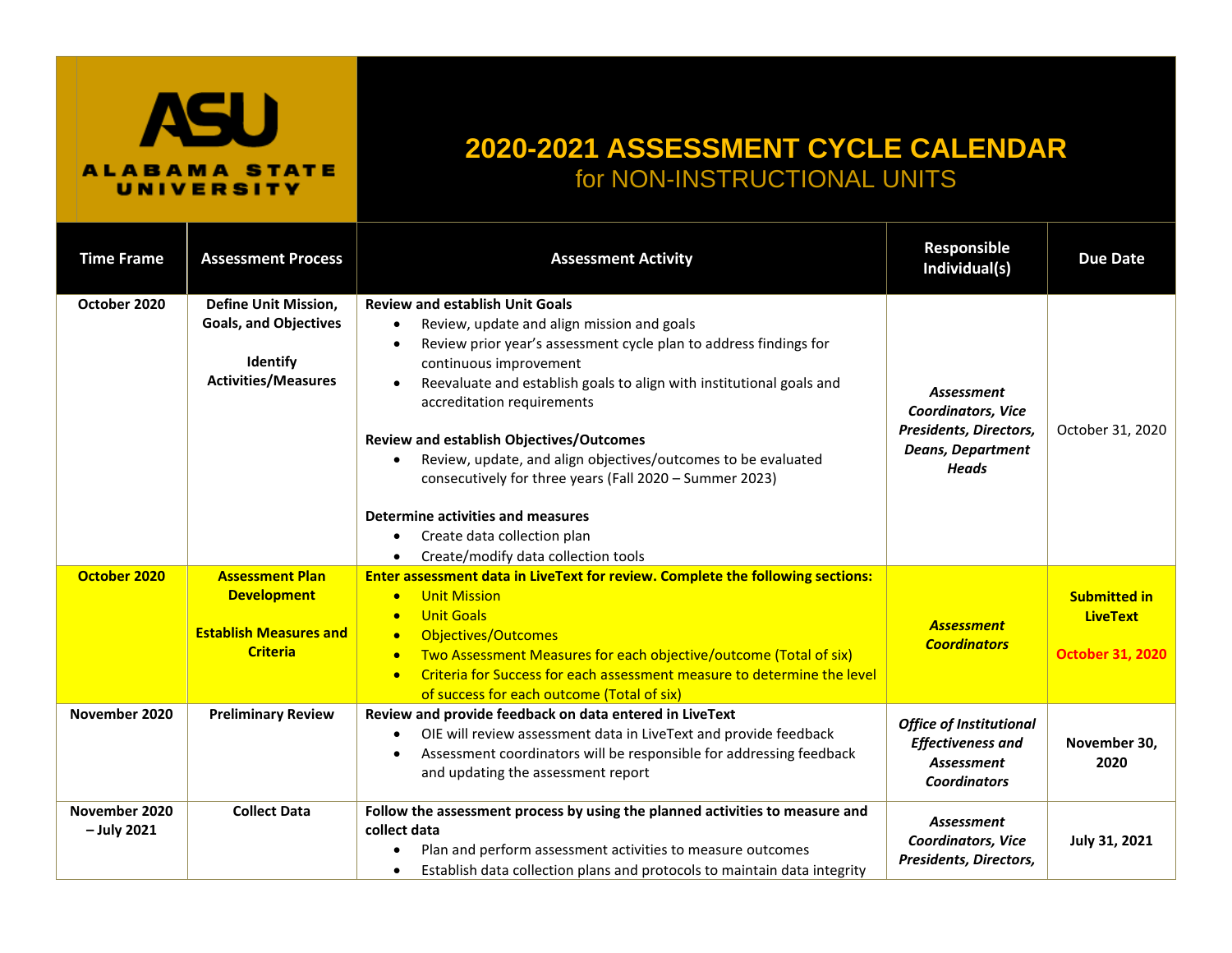ALABAMA STATE UNIVERSITY

# 2020-2021 ASSESSMENT CYCLE CALENDAR
## for NON-INSTRUCTIONAL UNITS

| Time Frame | Assessment Process | Assessment Activity | Responsible Individual(s) | Due Date |
|---|---|---|---|---|
| **October 2020** | **Define Unit Mission, Goals, and Objectives**<br><br>**Identify Activities/Measures** | **Review and establish Unit Goals**<br>• Review, update and align mission and goals<br>• Review prior year's assessment cycle plan to address findings for continuous improvement<br>• Reevaluate and establish goals to align with institutional goals and accreditation requirements<br><br>**Review and establish Objectives/Outcomes**<br>• Review, update, and align objectives/outcomes to be evaluated consecutively for three years (Fall 2020 – Summer 2023)<br><br>**Determine activities and measures**<br>• Create data collection plan<br>• Create/modify data collection tools | ***Assessment Coordinators, Vice Presidents, Directors, Deans, Department Heads*** | October 31, 2020 |
| **October 2020** | **Assessment Plan Development**<br><br>**Establish Measures and Criteria** | **Enter assessment data in LiveText for review. Complete the following sections:**<br>• Unit Mission<br>• Unit Goals<br>• Objectives/Outcomes<br>• Two Assessment Measures for each objective/outcome (Total of six)<br>• Criteria for Success for each assessment measure to determine the level of success for each outcome (Total of six) | ***Assessment Coordinators*** | **Submitted in LiveText**<br><br>**October 31, 2020** |
| **November 2020** | **Preliminary Review** | **Review and provide feedback on data entered in LiveText**<br>• OIE will review assessment data in LiveText and provide feedback<br>• Assessment coordinators will be responsible for addressing feedback and updating the assessment report | ***Office of Institutional Effectiveness and Assessment Coordinators*** | **November 30, 2020** |
| **November 2020 – July 2021** | **Collect Data** | **Follow the assessment process by using the planned activities to measure and collect data**<br>• Plan and perform assessment activities to measure outcomes<br>• Establish data collection plans and protocols to maintain data integrity | ***Assessment Coordinators, Vice Presidents, Directors,*** | **July 31, 2021** |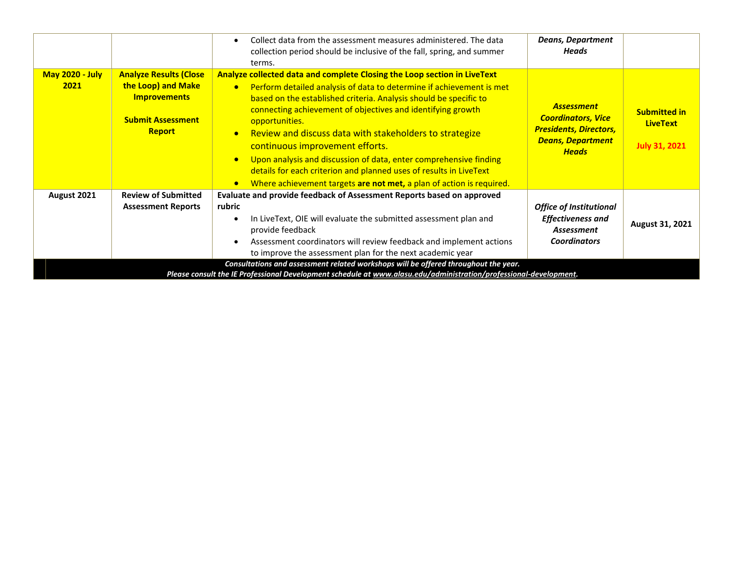| | | | | |
|---|---|---|---|---|
| | | • Collect data from the assessment measures administered. The data collection period should be inclusive of the fall, spring, and summer terms. | ***Deans, Department Heads*** | |
| **May 2020 - July 2021** | **Analyze Results (Close the Loop) and Make Improvements**<br><br>**Submit Assessment Report** | **Analyze collected data and complete Closing the Loop section in LiveText**<br>• Perform detailed analysis of data to determine if achievement is met based on the established criteria. Analysis should be specific to connecting achievement of objectives and identifying growth opportunities.<br>• Review and discuss data with stakeholders to strategize continuous improvement efforts.<br>• Upon analysis and discussion of data, enter comprehensive finding details for each criterion and planned uses of results in LiveText<br>• Where achievement targets **are not met,** a plan of action is required. | ***Assessment Coordinators, Vice Presidents, Directors, Deans, Department Heads*** | **Submitted in LiveText**<br><br>**July 31, 2021** |
| **August 2021** | **Review of Submitted Assessment Reports** | **Evaluate and provide feedback of Assessment Reports based on approved rubric**<br>• In LiveText, OIE will evaluate the submitted assessment plan and provide feedback<br>• Assessment coordinators will review feedback and implement actions to improve the assessment plan for the next academic year | ***Office of Institutional Effectiveness and Assessment Coordinators*** | **August 31, 2021** |

***Consultations and assessment related workshops will be offered throughout the year.***
***Please consult the IE Professional Development schedule at www.alasu.edu/administration/professional-development.***